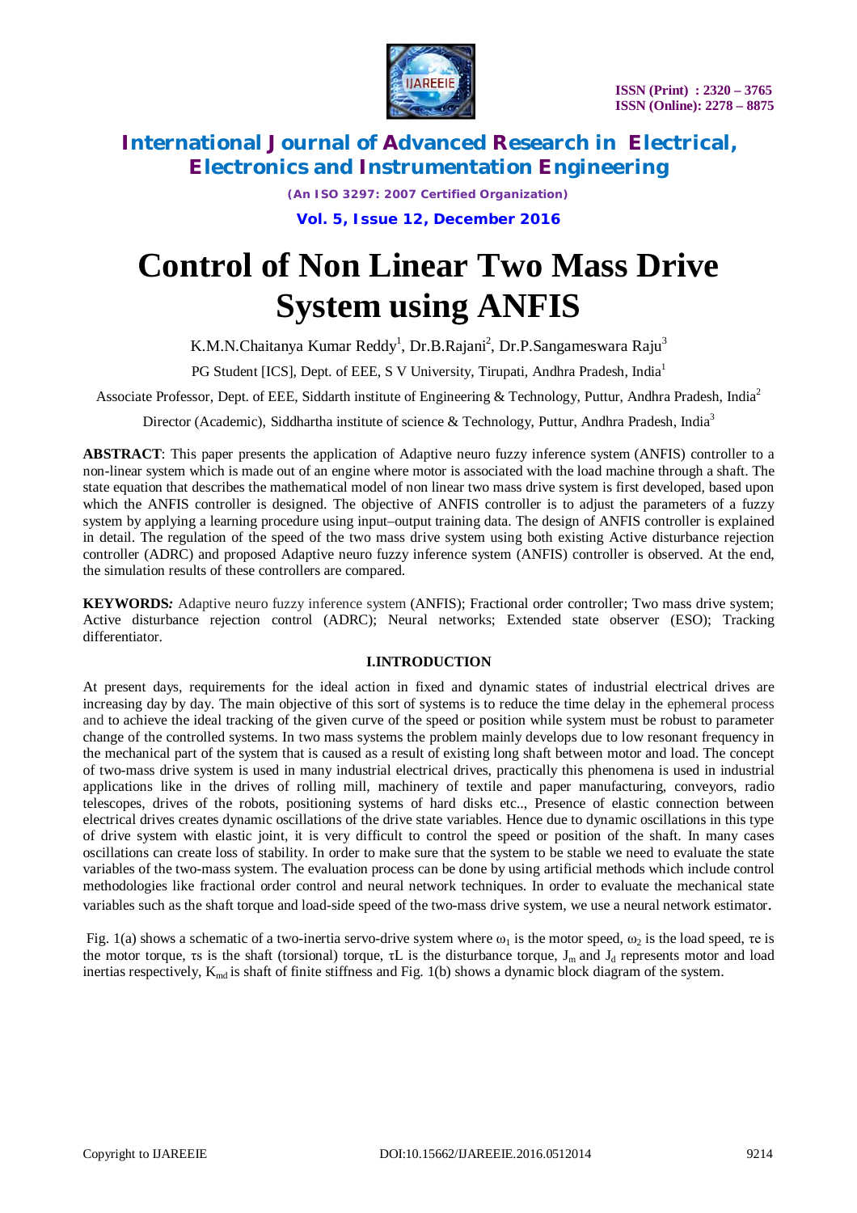# Control of Non Linear Two Mass Drive System using ANFIS

K.M.N.Chaitanya Kumar Reddy[1], Dr.B.Rajani[2], Dr.P.Sangameswara Raju[3]

PG Student [ICS], Dept. of EEE, S V University, Tirupati, Andhra Pradesh, India[1]

Associate Professor, Dept. of EEE, Siddarth institute of Engineering & Technology, Puttur, Andhra Pradesh, India[2]

Director (Academic), Siddhartha institute of science & Technology, Puttur, Andhra Pradesh, India[3]

**ABSTRACT**: This paper presents the application of Adaptive neuro fuzzy inference system (ANFIS) controller to a non-linear system which is made out of an engine where motor is associated with the load machine through a shaft. The state equation that describes the mathematical model of non linear two mass drive system is first developed, based upon which the ANFIS controller is designed. The objective of ANFIS controller is to adjust the parameters of a fuzzy system by applying a learning procedure using input–output training data. The design of ANFIS controller is explained in detail. The regulation of the speed of the two mass drive system using both existing Active disturbance rejection controller (ADRC) and proposed Adaptive neuro fuzzy inference system (ANFIS) controller is observed. At the end, the simulation results of these controllers are compared.

**KEYWORDS:** Adaptive neuro fuzzy inference system (ANFIS); Fractional order controller; Two mass drive system; Active disturbance rejection control (ADRC); Neural networks; Extended state observer (ESO); Tracking differentiator.

## I.INTRODUCTION

At present days, requirements for the ideal action in fixed and dynamic states of industrial electrical drives are increasing day by day. The main objective of this sort of systems is to reduce the time delay in the ephemeral process and to achieve the ideal tracking of the given curve of the speed or position while system must be robust to parameter change of the controlled systems. In two mass systems the problem mainly develops due to low resonant frequency in the mechanical part of the system that is caused as a result of existing long shaft between motor and load. The concept of two-mass drive system is used in many industrial electrical drives, practically this phenomena is used in industrial applications like in the drives of rolling mill, machinery of textile and paper manufacturing, conveyors, radio telescopes, drives of the robots, positioning systems of hard disks etc.., Presence of elastic connection between electrical drives creates dynamic oscillations of the drive state variables. Hence due to dynamic oscillations in this type of drive system with elastic joint, it is very difficult to control the speed or position of the shaft. In many cases oscillations can create loss of stability. In order to make sure that the system to be stable we need to evaluate the state variables of the two-mass system. The evaluation process can be done by using artificial methods which include control methodologies like fractional order control and neural network techniques. In order to evaluate the mechanical state variables such as the shaft torque and load-side speed of the two-mass drive system, we use a neural network estimator.

Fig. 1(a) shows a schematic of a two-inertia servo-drive system where $\omega_1$ is the motor speed, $\omega_2$ is the load speed, $\tau e$ is the motor torque, $\tau s$ is the shaft (torsional) torque, $\tau L$ is the disturbance torque, $J_m$ and $J_d$ represents motor and load inertias respectively, $K_{md}$ is shaft of finite stiffness and Fig. 1(b) shows a dynamic block diagram of the system.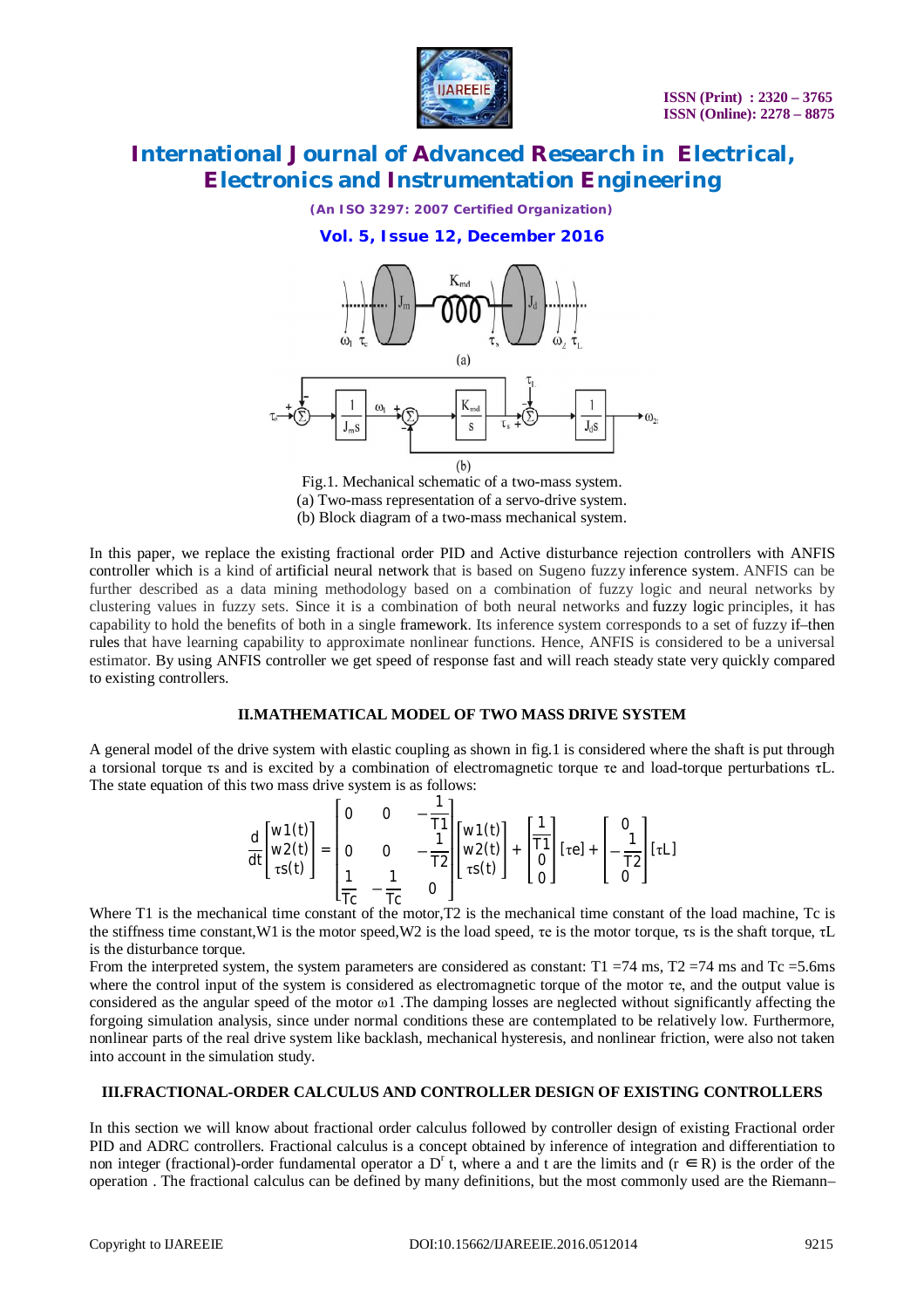Fig.1. Mechanical schematic of a two-mass system.
(a) Two-mass representation of a servo-drive system.
(b) Block diagram of a two-mass mechanical system.

In this paper, we replace the existing fractional order PID and Active disturbance rejection controllers with ANFIS controller which is a kind of artificial neural network that is based on Sugeno fuzzy inference system. ANFIS can be further described as a data mining methodology based on a combination of fuzzy logic and neural networks by clustering values in fuzzy sets. Since it is a combination of both neural networks and fuzzy logic principles, it has capability to hold the benefits of both in a single framework. Its inference system corresponds to a set of fuzzy if–then rules that have learning capability to approximate nonlinear functions. Hence, ANFIS is considered to be a universal estimator. By using ANFIS controller we get speed of response fast and will reach steady state very quickly compared to existing controllers.

## II.MATHEMATICAL MODEL OF TWO MASS DRIVE SYSTEM

A general model of the drive system with elastic coupling as shown in fig.1 is considered where the shaft is put through a torsional torque $\tau s$ and is excited by a combination of electromagnetic torque $\tau e$ and load-torque perturbations $\tau L$. The state equation of this two mass drive system is as follows:

$$\frac{d}{dt}\begin{bmatrix} w1(t) \\ w2(t) \\ \tau s(t) \end{bmatrix} = \begin{bmatrix} 0 & 0 & -\frac{1}{T1} \\ 0 & 0 & -\frac{1}{T2} \\ \frac{1}{Tc} & -\frac{1}{Tc} & 0 \end{bmatrix} \begin{bmatrix} w1(t) \\ w2(t) \\ \tau s(t) \end{bmatrix} + \begin{bmatrix} \frac{1}{T1} \\ 0 \\ 0 \end{bmatrix} [\tau e] + \begin{bmatrix} 0 \\ -\frac{1}{T2} \\ 0 \end{bmatrix} [\tau L]$$

Where T1 is the mechanical time constant of the motor,T2 is the mechanical time constant of the load machine, Tc is the stiffness time constant,W1 is the motor speed,W2 is the load speed, $\tau e$ is the motor torque, $\tau s$ is the shaft torque, $\tau L$ is the disturbance torque.
From the interpreted system, the system parameters are considered as constant: T1 =74 ms, T2 =74 ms and Tc =5.6ms where the control input of the system is considered as electromagnetic torque of the motor $\tau e$, and the output value is considered as the angular speed of the motor $\omega 1$ .The damping losses are neglected without significantly affecting the forgoing simulation analysis, since under normal conditions these are contemplated to be relatively low. Furthermore, nonlinear parts of the real drive system like backlash, mechanical hysteresis, and nonlinear friction, were also not taken into account in the simulation study.

## III.FRACTIONAL-ORDER CALCULUS AND CONTROLLER DESIGN OF EXISTING CONTROLLERS

In this section we will know about fractional order calculus followed by controller design of existing Fractional order PID and ADRC controllers. Fractional calculus is a concept obtained by inference of integration and differentiation to non integer (fractional)-order fundamental operator a $D^r$ t, where a and t are the limits and ($r \in R$) is the order of the operation . The fractional calculus can be defined by many definitions, but the most commonly used are the Riemann–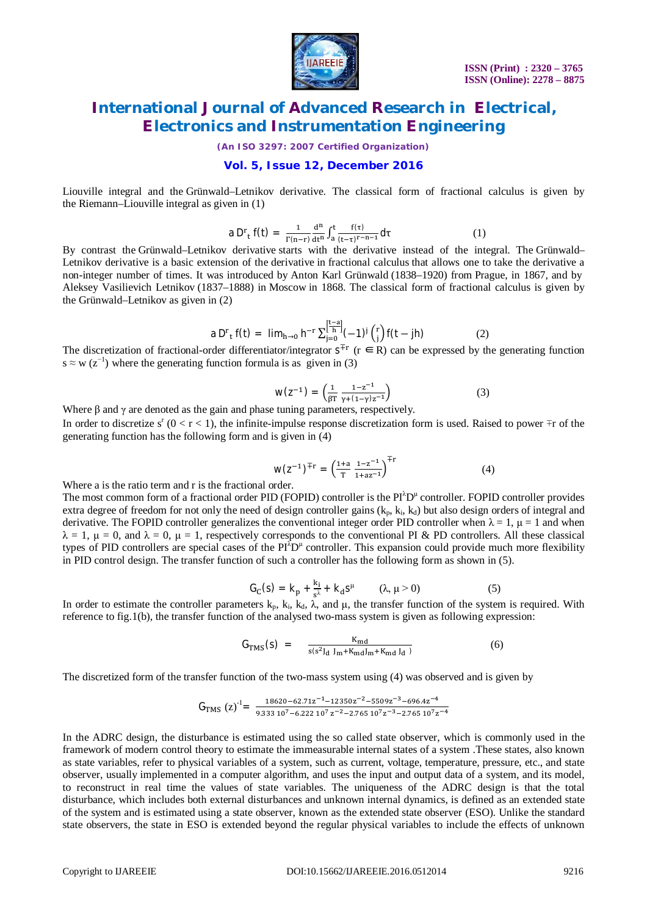Liouville integral and the Grünwald–Letnikov derivative. The classical form of fractional calculus is given by the Riemann–Liouville integral as given in (1)

$$ {}_aD^r_t\, f(t) = \frac{1}{\Gamma(n-r)}\frac{d^n}{dt^n}\int_a^t \frac{f(\tau)}{(t-\tau)^{r-n-1}}d\tau \qquad (1)$$

By contrast the Grünwald–Letnikov derivative starts with the derivative instead of the integral. The Grünwald–Letnikov derivative is a basic extension of the derivative in fractional calculus that allows one to take the derivative a non-integer number of times. It was introduced by Anton Karl Grünwald (1838–1920) from Prague, in 1867, and by Aleksey Vasilievich Letnikov (1837–1888) in Moscow in 1868. The classical form of fractional calculus is given by the Grünwald–Letnikov as given in (2)

$$ {}_aD^r_t\, f(t) = \lim_{h\to 0} h^{-r}\sum_{j=0}^{\left[\frac{t-a}{h}\right]}(-1)^j\binom{r}{j}f(t-jh) \qquad (2)$$

The discretization of fractional-order differentiator/integrator $s^{\mp r}$ ($r \in R$) can be expressed by the generating function $s \approx w(z^{-1})$ where the generating function formula is as given in (3)

$$ w(z^{-1}) = \left(\frac{1}{\beta T}\,\frac{1-z^{-1}}{\gamma+(1-\gamma)z^{-1}}\right) \qquad (3)$$

Where $\beta$ and $\gamma$ are denoted as the gain and phase tuning parameters, respectively.

In order to discretize $s^r$ ($0 < r < 1$), the infinite-impulse response discretization form is used. Raised to power $\mp r$ of the generating function has the following form and is given in (4)

$$ w(z^{-1})^{\mp r} = \left(\frac{1+a}{T}\,\frac{1-z^{-1}}{1+az^{-1}}\right)^{\mp r} \qquad (4)$$

Where a is the ratio term and r is the fractional order.

The most common form of a fractional order PID (FOPID) controller is the $PI^{\lambda}D^{\mu}$ controller. FOPID controller provides extra degree of freedom for not only the need of design controller gains ($k_p$, $k_i$, $k_d$) but also design orders of integral and derivative. The FOPID controller generalizes the conventional integer order PID controller when $\lambda = 1$, $\mu = 1$ and when $\lambda = 1$, $\mu = 0$, and $\lambda = 0$, $\mu = 1$, respectively corresponds to the conventional PI & PD controllers. All these classical types of PID controllers are special cases of the $PI^{\lambda}D^{\mu}$ controller. This expansion could provide much more flexibility in PID control design. The transfer function of such a controller has the following form as shown in (5).

$$ G_C(s) = k_p + \frac{k_i}{s^{\lambda}} + k_d s^{\mu} \qquad (\lambda, \mu > 0) \qquad (5)$$

In order to estimate the controller parameters $k_p$, $k_i$, $k_d$, $\lambda$, and $\mu$, the transfer function of the system is required. With reference to fig.1(b), the transfer function of the analysed two-mass system is given as following expression:

$$ G_{TMS}(s) = \frac{K_{md}}{s(s^2 J_d\, J_m + K_{md}J_m + K_{md}\, J_d\,)} \qquad (6)$$

The discretized form of the transfer function of the two-mass system using (4) was observed and is given by

$$ G_{TMS}\,(z)^{-1} = \frac{18620-62.71z^{-1}-12350z^{-2}-5509z^{-3}-696.4z^{-4}}{9.333\,10^7-6.222\,10^7\,z^{-2}-2.765\,10^7z^{-3}-2.765\,10^7z^{-4}}$$

In the ADRC design, the disturbance is estimated using the so called state observer, which is commonly used in the framework of modern control theory to estimate the immeasurable internal states of a system .These states, also known as state variables, refer to physical variables of a system, such as current, voltage, temperature, pressure, etc., and state observer, usually implemented in a computer algorithm, and uses the input and output data of a system, and its model, to reconstruct in real time the values of state variables. The uniqueness of the ADRC design is that the total disturbance, which includes both external disturbances and unknown internal dynamics, is defined as an extended state of the system and is estimated using a state observer, known as the extended state observer (ESO). Unlike the standard state observers, the state in ESO is extended beyond the regular physical variables to include the effects of unknown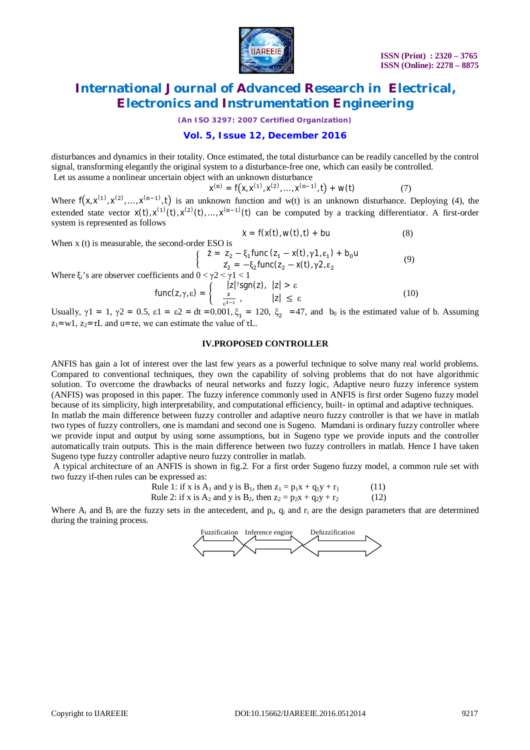disturbances and dynamics in their totality. Once estimated, the total disturbance can be readily cancelled by the control signal, transforming elegantly the original system to a disturbance-free one, which can easily be controlled.

Let us assume a nonlinear uncertain object with an unknown disturbance

$$x^{(n)} = f\left(x, x^{(1)}, x^{(2)}, \ldots, x^{(n-1)}, t\right) + w(t) \qquad (7)$$

Where $f\left(x, x^{(1)}, x^{(2)}, \ldots, x^{(n-1)}, t\right)$ is an unknown function and w(t) is an unknown disturbance. Deploying (4), the extended state vector $x(t), x^{(1)}(t), x^{(2)}(t), \ldots, x^{(n-1)}(t)$ can be computed by a tracking differentiator. A first-order system is represented as follows

$$\dot{x} = f(x(t), w(t), t) + bu \qquad (8)$$

When x (t) is measurable, the second-order ESO is

$$\begin{cases} \dot{z} = z_2 - \xi_1 \text{func}(z_1 - x(t), \gamma 1, \varepsilon_1) + b_0 u \\ \dot{z_2} = -\xi_2 \text{func}(z_2 - x(t), \gamma 2, \varepsilon_2 \end{cases} \qquad (9)$$

Where $\xi_i$'s are observer coefficients and $0 < \gamma 2 < \gamma 1 < 1$

$$\text{func}(z, \gamma, \varepsilon) = \begin{cases} |z|^{\gamma} \text{sgn}(z), & |z| > \varepsilon \\ \frac{z}{\varepsilon^{1-\varepsilon}}, & |z| \leq \varepsilon \end{cases} \qquad (10)$$

Usually, $\gamma 1 = 1$, $\gamma 2 = 0.5$, $\varepsilon 1 = \varepsilon 2 = dt = 0.001$, $\xi_1 = 120$, $\xi_2 = 47$, and $b_0$ is the estimated value of b. Assuming $z_1 = w1$, $z_2 = \tau L$ and $u = \tau e$, we can estimate the value of $\tau L$.

## IV.PROPOSED CONTROLLER

ANFIS has gain a lot of interest over the last few years as a powerful technique to solve many real world problems. Compared to conventional techniques, they own the capability of solving problems that do not have algorithmic solution. To overcome the drawbacks of neural networks and fuzzy logic, Adaptive neuro fuzzy inference system (ANFIS) was proposed in this paper. The fuzzy inference commonly used in ANFIS is first order Sugeno fuzzy model because of its simplicity, high interpretability, and computational efficiency, built- in optimal and adaptive techniques.

In matlab the main difference between fuzzy controller and adaptive neuro fuzzy controller is that we have in matlab two types of fuzzy controllers, one is mamdani and second one is Sugeno. Mamdani is ordinary fuzzy controller where we provide input and output by using some assumptions, but in Sugeno type we provide inputs and the controller automatically train outputs. This is the main difference between two fuzzy controllers in matlab. Hence I have taken Sugeno type fuzzy controller adaptive neuro fuzzy controller in matlab.

A typical architecture of an ANFIS is shown in fig.2. For a first order Sugeno fuzzy model, a common rule set with two fuzzy if-then rules can be expressed as:

Rule 1: if x is $A_1$ and y is $B_1$, then $z_1 = p_1 x + q_1 y + r_1$ (11)

Rule 2: if x is $A_2$ and y is $B_2$, then $z_2 = p_2 x + q_2 y + r_2$ (12)

Where $A_i$ and $B_i$ are the fuzzy sets in the antecedent, and $p_i$, $q_i$ and $r_i$ are the design parameters that are determined during the training process.

Fuzzification Inference engine Defuzzification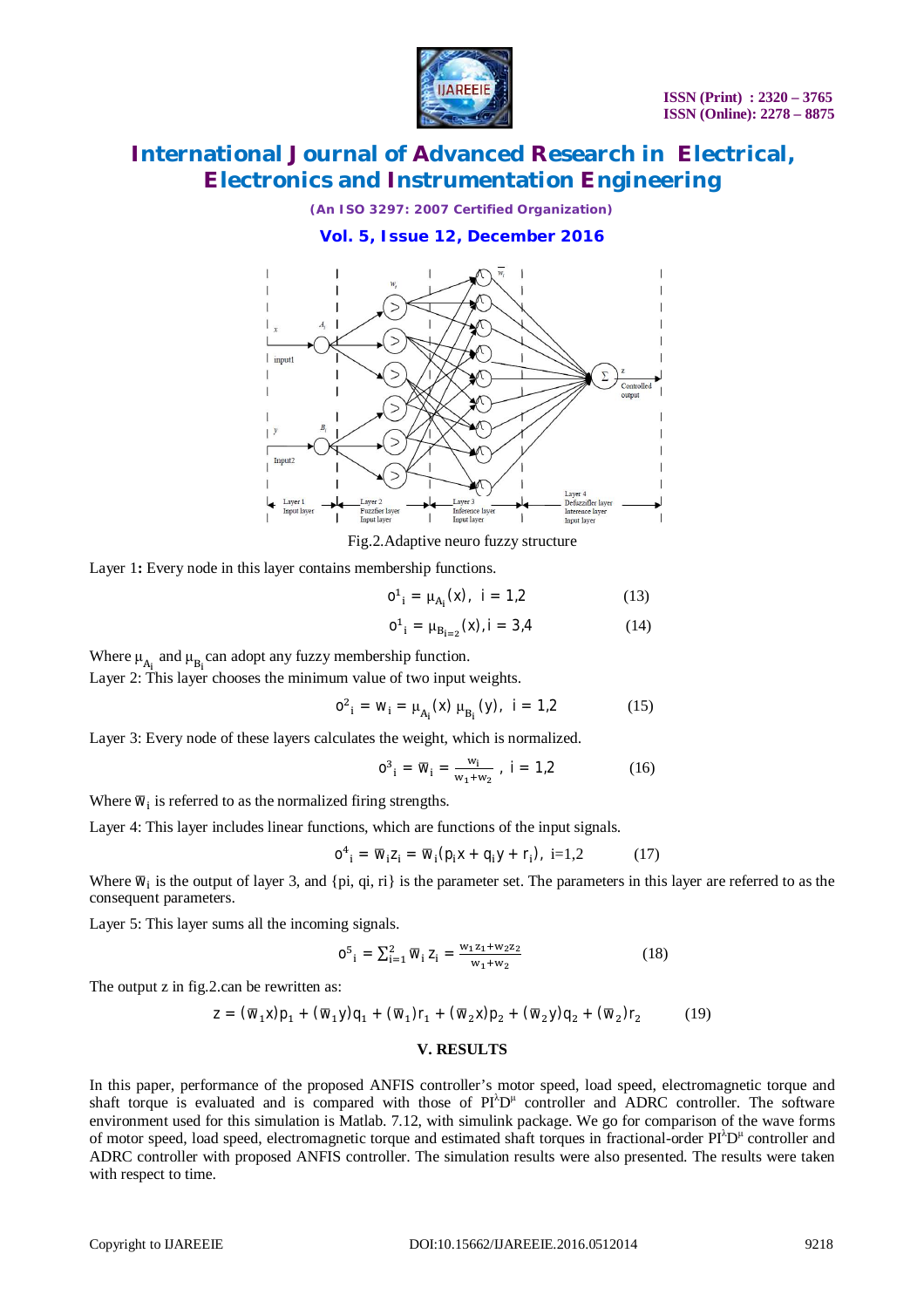Fig.2.Adaptive neuro fuzzy structure

Layer 1**:** Every node in this layer contains membership functions.

$$o^1{}_i = \mu_{A_i}(x), \ \ i = 1,2 \qquad (13)$$

$$o^1{}_i = \mu_{B_{i=2}}(x), i = 3,4 \qquad (14)$$

Where $\mu_{A_i}$ and $\mu_{B_i}$ can adopt any fuzzy membership function.

Layer 2: This layer chooses the minimum value of two input weights.

$$o^2{}_i = w_i = \mu_{A_i}(x)\ \mu_{B_i}(y), \ \ i = 1,2 \qquad (15)$$

Layer 3: Every node of these layers calculates the weight, which is normalized.

$$o^3{}_i = \overline{w}_i = \frac{w_i}{w_1+w_2}\ , \ i = 1,2 \qquad (16)$$

Where $\overline{w}_i$ is referred to as the normalized firing strengths.

Layer 4: This layer includes linear functions, which are functions of the input signals.

$$o^4{}_i = \overline{w}_i z_i = \overline{w}_i(p_i x + q_i y + r_i), \ i=1,2 \qquad (17)$$

Where $\overline{w}_i$ is the output of layer 3, and {pi, qi, ri} is the parameter set. The parameters in this layer are referred to as the consequent parameters.

Layer 5: This layer sums all the incoming signals.

$$o^5{}_i = \sum_{i=1}^{2} \overline{w}_i\, z_i = \frac{w_1 z_1 + w_2 z_2}{w_1+w_2} \qquad (18)$$

The output z in fig.2.can be rewritten as:

$$z = (\overline{w}_1 x)p_1 + (\overline{w}_1 y)q_1 + (\overline{w}_1)r_1 + (\overline{w}_2 x)p_2 + (\overline{w}_2 y)q_2 + (\overline{w}_2)r_2 \qquad (19)$$

## V. RESULTS

In this paper, performance of the proposed ANFIS controller's motor speed, load speed, electromagnetic torque and shaft torque is evaluated and is compared with those of $PI^{\lambda}D^{\mu}$ controller and ADRC controller. The software environment used for this simulation is Matlab. 7.12, with simulink package. We go for comparison of the wave forms of motor speed, load speed, electromagnetic torque and estimated shaft torques in fractional-order $PI^{\lambda}D^{\mu}$ controller and ADRC controller with proposed ANFIS controller. The simulation results were also presented. The results were taken with respect to time.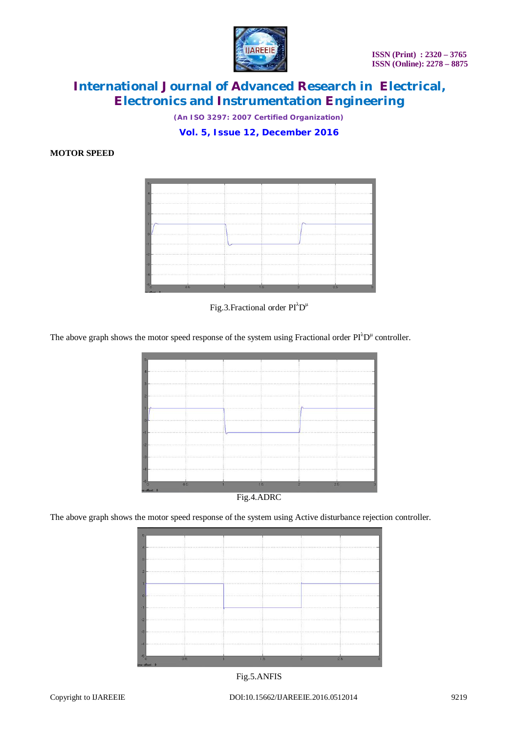**MOTOR SPEED**

Fig.3.Fractional order $PI^{\lambda}D^{\mu}$

The above graph shows the motor speed response of the system using Fractional order $PI^{\lambda}D^{\mu}$ controller.

Fig.4.ADRC

The above graph shows the motor speed response of the system using Active disturbance rejection controller.

Fig.5.ANFIS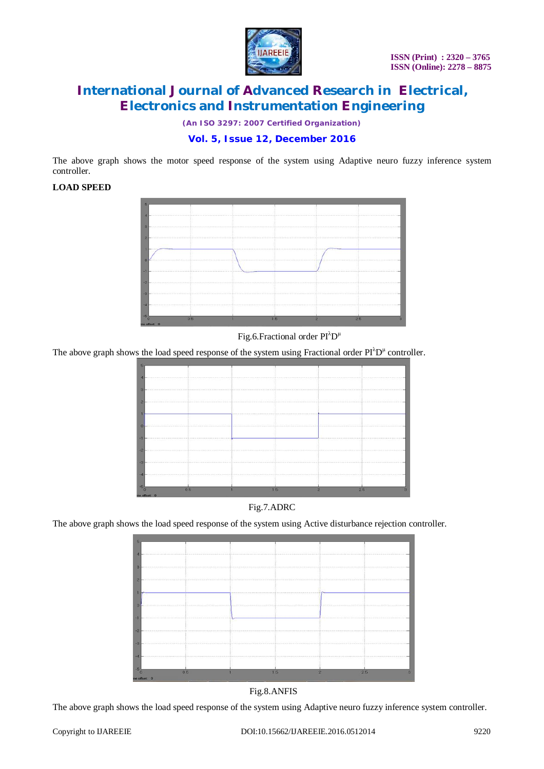The above graph shows the motor speed response of the system using Adaptive neuro fuzzy inference system controller.

**LOAD SPEED**

Fig.6.Fractional order $PI^{\lambda}D^{\mu}$

The above graph shows the load speed response of the system using Fractional order $PI^{\lambda}D^{\mu}$ controller.

Fig.7.ADRC

The above graph shows the load speed response of the system using Active disturbance rejection controller.

Fig.8.ANFIS

The above graph shows the load speed response of the system using Adaptive neuro fuzzy inference system controller.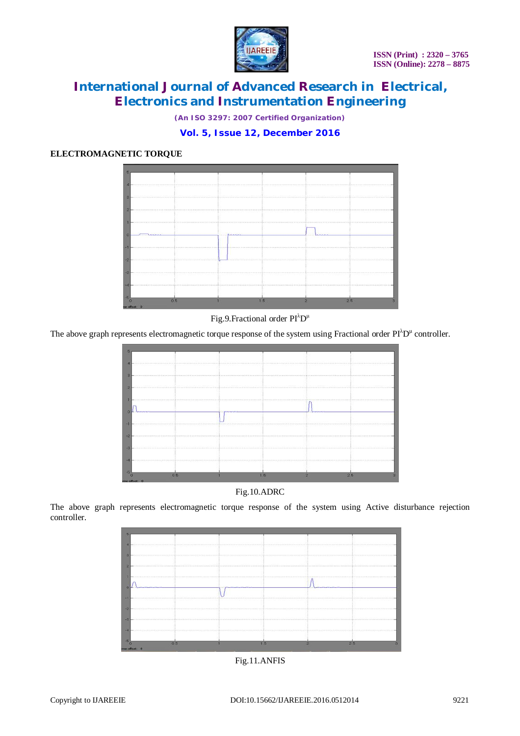### ELECTROMAGNETIC TORQUE

Fig.9.Fractional order $PI^{\lambda}D^{\mu}$

The above graph represents electromagnetic torque response of the system using Fractional order $PI^{\lambda}D^{\mu}$ controller.

Fig.10.ADRC

The above graph represents electromagnetic torque response of the system using Active disturbance rejection controller.

Fig.11.ANFIS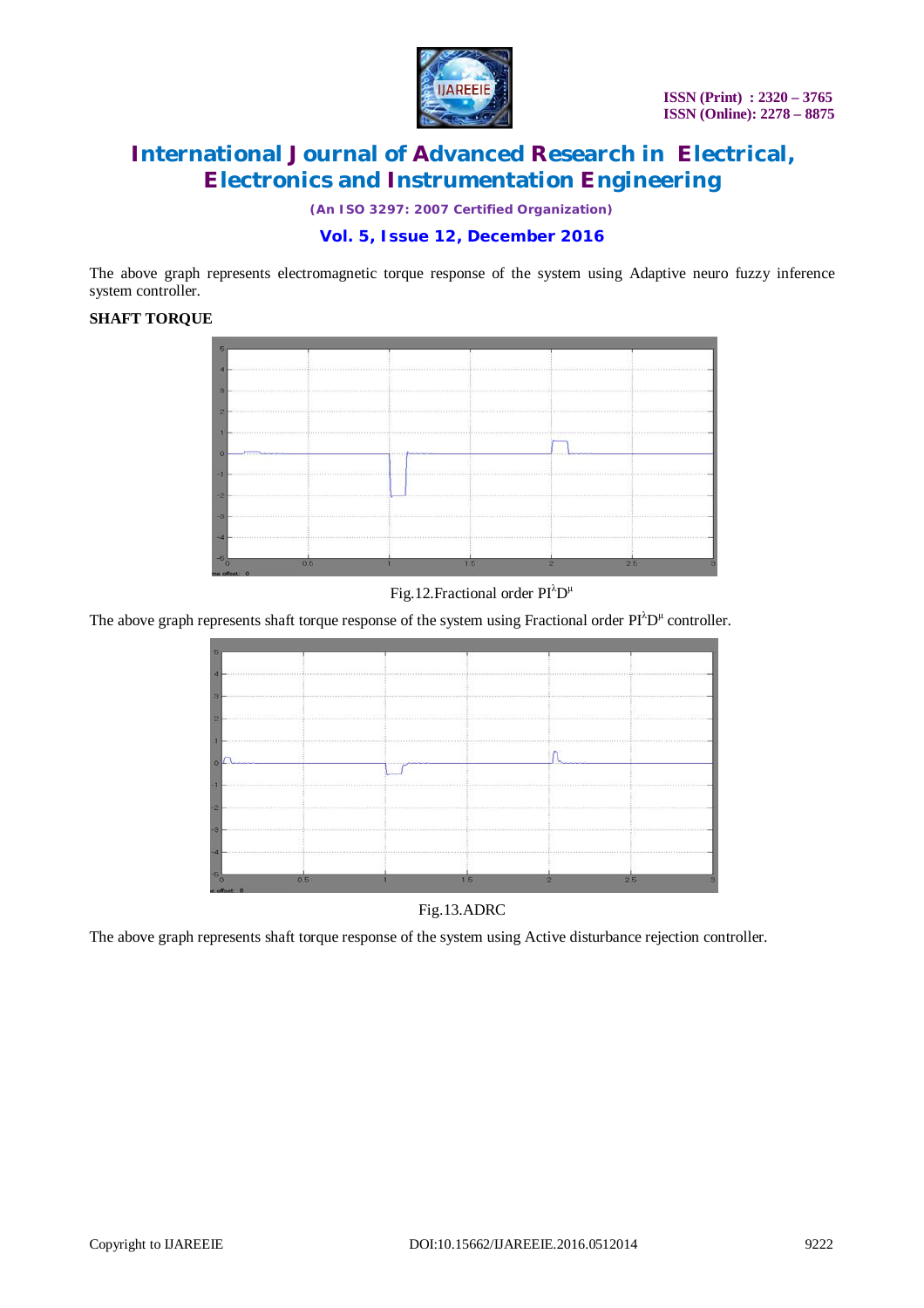The above graph represents electromagnetic torque response of the system using Adaptive neuro fuzzy inference system controller.

**SHAFT TORQUE**

Fig.12.Fractional order $PI^{\lambda}D^{\mu}$

The above graph represents shaft torque response of the system using Fractional order $PI^{\lambda}D^{\mu}$ controller.

Fig.13.ADRC

The above graph represents shaft torque response of the system using Active disturbance rejection controller.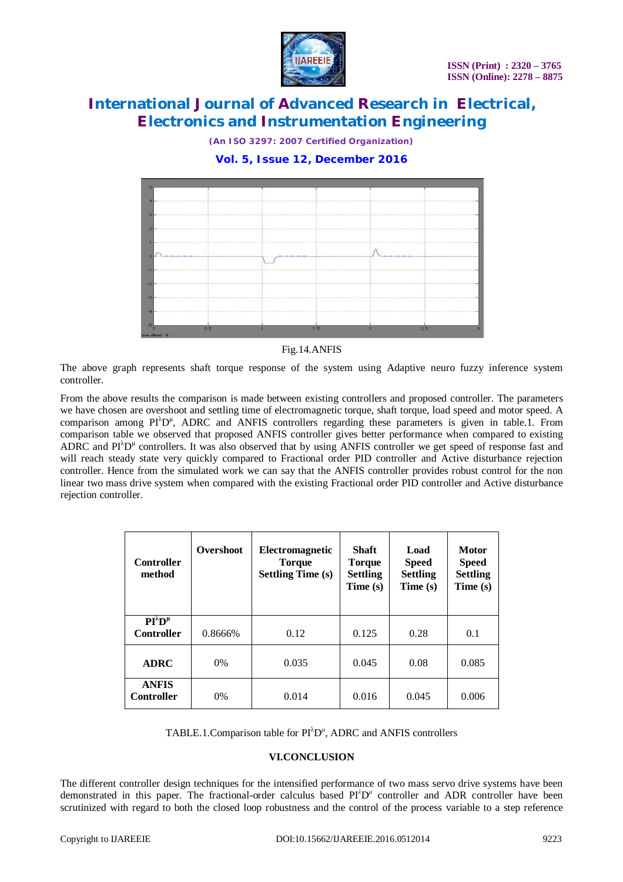Fig.14.ANFIS

The above graph represents shaft torque response of the system using Adaptive neuro fuzzy inference system controller.

From the above results the comparison is made between existing controllers and proposed controller. The parameters we have chosen are overshoot and settling time of electromagnetic torque, shaft torque, load speed and motor speed. A comparison among $PI^{\lambda}D^{\mu}$, ADRC and ANFIS controllers regarding these parameters is given in table.1. From comparison table we observed that proposed ANFIS controller gives better performance when compared to existing ADRC and $PI^{\lambda}D^{\mu}$ controllers. It was also observed that by using ANFIS controller we get speed of response fast and will reach steady state very quickly compared to Fractional order PID controller and Active disturbance rejection controller. Hence from the simulated work we can say that the ANFIS controller provides robust control for the non linear two mass drive system when compared with the existing Fractional order PID controller and Active disturbance rejection controller.

| Controller method | Overshoot | Electromagnetic Torque Settling Time (s) | Shaft Torque Settling Time (s) | Load Speed Settling Time (s) | Motor Speed Settling Time (s) |
|---|---|---|---|---|---|
| **$PI^{\lambda}D^{\mu}$ Controller** | 0.8666% | 0.12 | 0.125 | 0.28 | 0.1 |
| **ADRC** | 0% | 0.035 | 0.045 | 0.08 | 0.085 |
| **ANFIS Controller** | 0% | 0.014 | 0.016 | 0.045 | 0.006 |

TABLE.1.Comparison table for $PI^{\lambda}D^{\mu}$, ADRC and ANFIS controllers

## VI.CONCLUSION

The different controller design techniques for the intensified performance of two mass servo drive systems have been demonstrated in this paper. The fractional-order calculus based $PI^{\lambda}D^{\mu}$ controller and ADR controller have been scrutinized with regard to both the closed loop robustness and the control of the process variable to a step reference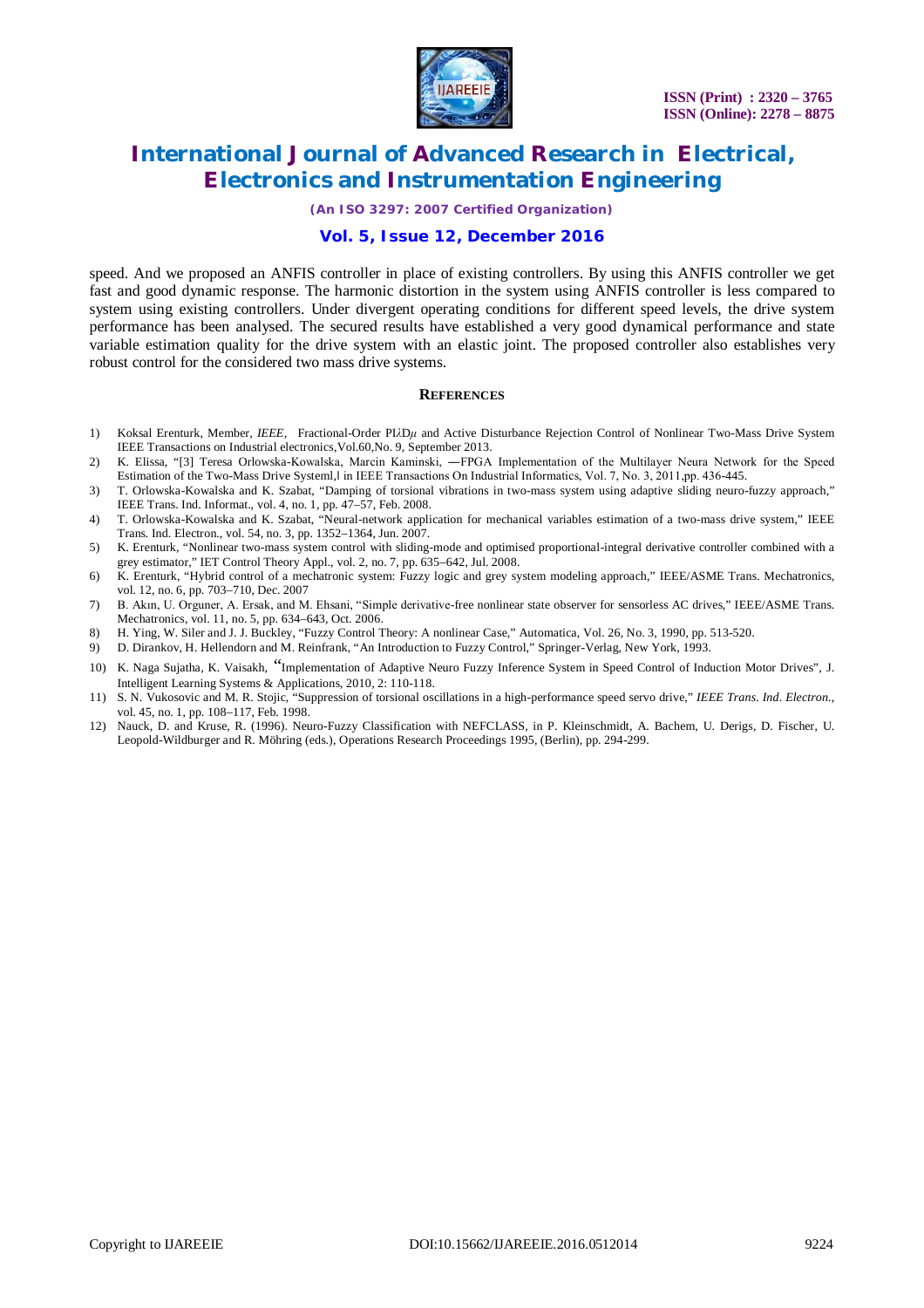speed. And we proposed an ANFIS controller in place of existing controllers. By using this ANFIS controller we get fast and good dynamic response. The harmonic distortion in the system using ANFIS controller is less compared to system using existing controllers. Under divergent operating conditions for different speed levels, the drive system performance has been analysed. The secured results have established a very good dynamical performance and state variable estimation quality for the drive system with an elastic joint. The proposed controller also establishes very robust control for the considered two mass drive systems.

## REFERENCES

1) Koksal Erenturk, Member, *IEEE*, Fractional-Order PI$\lambda$D$\mu$ and Active Disturbance Rejection Control of Nonlinear Two-Mass Drive System IEEE Transactions on Industrial electronics,Vol.60,No. 9, September 2013.
2) K. Elissa, "[3] Teresa Orlowska-Kowalska, Marcin Kaminski, ―FPGA Implementation of the Multilayer Neura Network for the Speed Estimation of the Two-Mass Drive Systeml,‖ in IEEE Transactions On Industrial Informatics, Vol. 7, No. 3, 2011,pp. 436-445.
3) T. Orlowska-Kowalska and K. Szabat, "Damping of torsional vibrations in two-mass system using adaptive sliding neuro-fuzzy approach," IEEE Trans. Ind. Informat., vol. 4, no. 1, pp. 47–57, Feb. 2008.
4) T. Orlowska-Kowalska and K. Szabat, "Neural-network application for mechanical variables estimation of a two-mass drive system," IEEE Trans. Ind. Electron., vol. 54, no. 3, pp. 1352–1364, Jun. 2007.
5) K. Erenturk, "Nonlinear two-mass system control with sliding-mode and optimised proportional-integral derivative controller combined with a grey estimator," IET Control Theory Appl., vol. 2, no. 7, pp. 635–642, Jul. 2008.
6) K. Erenturk, "Hybrid control of a mechatronic system: Fuzzy logic and grey system modeling approach," IEEE/ASME Trans. Mechatronics, vol. 12, no. 6, pp. 703–710, Dec. 2007
7) B. Akın, U. Orguner, A. Ersak, and M. Ehsani, "Simple derivative-free nonlinear state observer for sensorless AC drives," IEEE/ASME Trans. Mechatronics, vol. 11, no. 5, pp. 634–643, Oct. 2006.
8) H. Ying, W. Siler and J. J. Buckley, "Fuzzy Control Theory: A nonlinear Case," Automatica, Vol. 26, No. 3, 1990, pp. 513-520.
9) D. Dirankov, H. Hellendorn and M. Reinfrank, "An Introduction to Fuzzy Control," Springer-Verlag, New York, 1993.
10) K. Naga Sujatha, K. Vaisakh, "Implementation of Adaptive Neuro Fuzzy Inference System in Speed Control of Induction Motor Drives", J. Intelligent Learning Systems & Applications, 2010, 2: 110-118.
11) S. N. Vukosovic and M. R. Stojic, "Suppression of torsional oscillations in a high-performance speed servo drive," *IEEE Trans. Ind. Electron.*, vol. 45, no. 1, pp. 108–117, Feb. 1998.
12) Nauck, D. and Kruse, R. (1996). Neuro-Fuzzy Classification with NEFCLASS, in P. Kleinschmidt, A. Bachem, U. Derigs, D. Fischer, U. Leopold-Wildburger and R. Möhring (eds.), Operations Research Proceedings 1995, (Berlin), pp. 294-299.